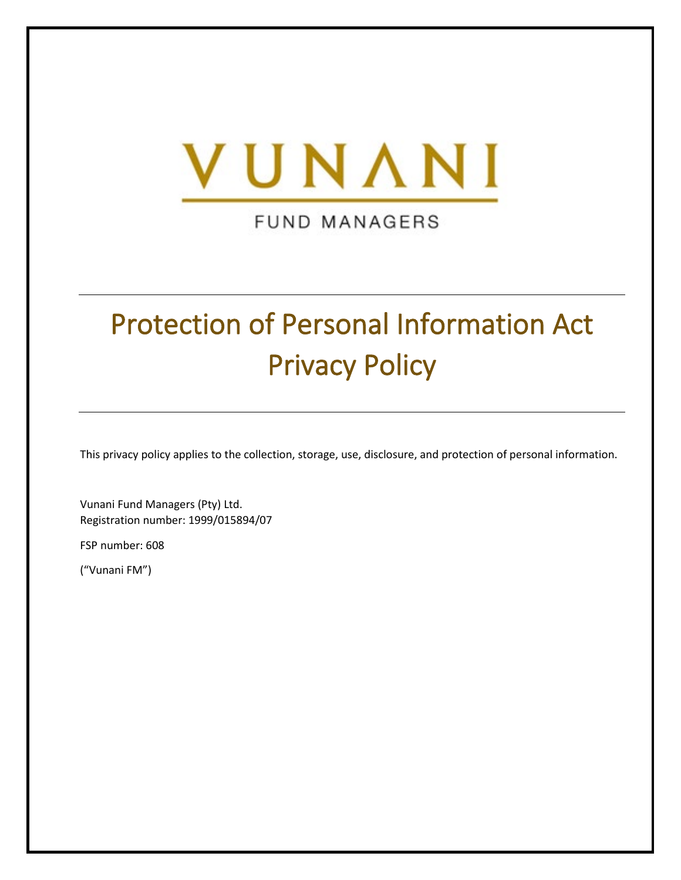VUNANI

FUND MANAGERS

# Protection of Personal Information Act Privacy Policy

This privacy policy applies to the collection, storage, use, disclosure, and protection of personal information.

Vunani Fund Managers (Pty) Ltd.
Registration number: 1999/015894/07

FSP number: 608

("Vunani FM")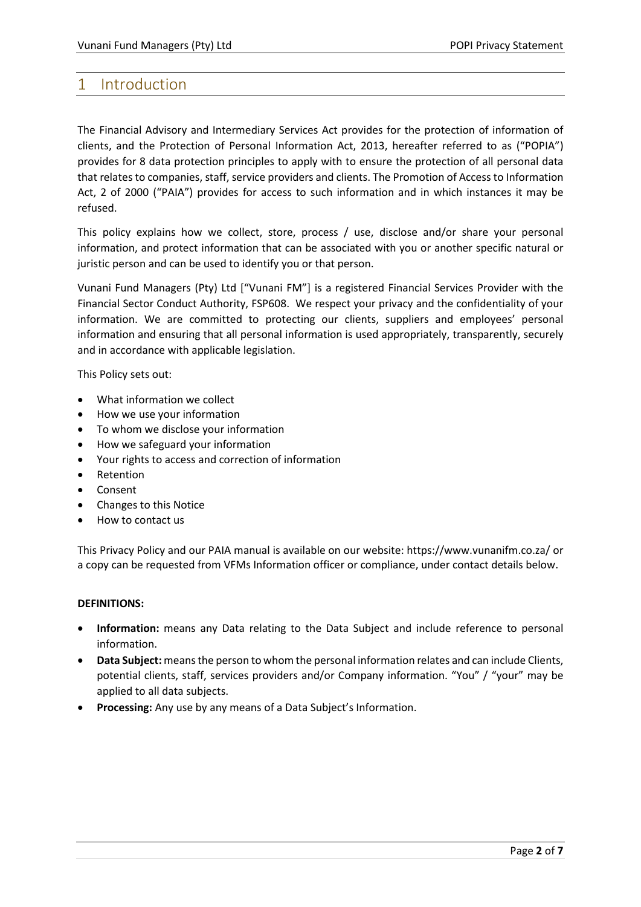# 1 Introduction

The Financial Advisory and Intermediary Services Act provides for the protection of information of clients, and the Protection of Personal Information Act, 2013, hereafter referred to as ("POPIA") provides for 8 data protection principles to apply with to ensure the protection of all personal data that relates to companies, staff, service providers and clients. The Promotion of Access to Information Act, 2 of 2000 ("PAIA") provides for access to such information and in which instances it may be refused.

This policy explains how we collect, store, process / use, disclose and/or share your personal information, and protect information that can be associated with you or another specific natural or juristic person and can be used to identify you or that person.

Vunani Fund Managers (Pty) Ltd ["Vunani FM"] is a registered Financial Services Provider with the Financial Sector Conduct Authority, FSP608. We respect your privacy and the confidentiality of your information. We are committed to protecting our clients, suppliers and employees' personal information and ensuring that all personal information is used appropriately, transparently, securely and in accordance with applicable legislation.

This Policy sets out:

- What information we collect
- How we use your information
- To whom we disclose your information
- How we safeguard your information
- Your rights to access and correction of information
- Retention
- Consent
- Changes to this Notice
- How to contact us

This Privacy Policy and our PAIA manual is available on our website: https://www.vunanifm.co.za/ or a copy can be requested from VFMs Information officer or compliance, under contact details below.

**DEFINITIONS:**

- **Information:** means any Data relating to the Data Subject and include reference to personal information.
- **Data Subject:** means the person to whom the personal information relates and can include Clients, potential clients, staff, services providers and/or Company information. "You" / "your" may be applied to all data subjects.
- **Processing:** Any use by any means of a Data Subject's Information.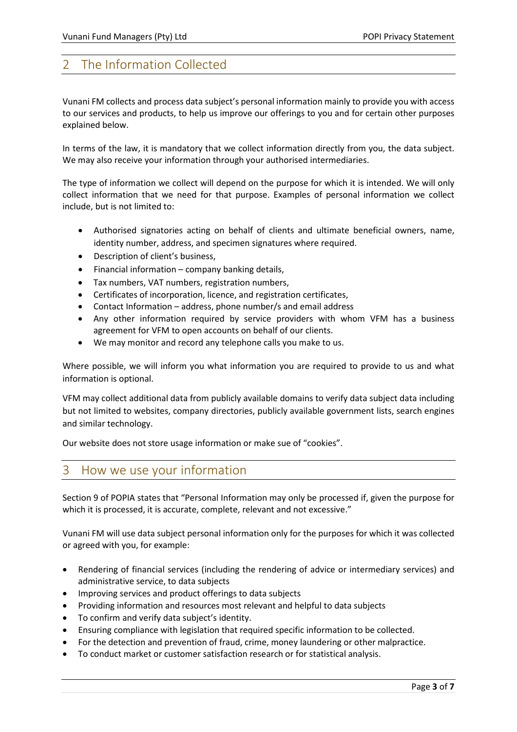## 2 The Information Collected

Vunani FM collects and process data subject's personal information mainly to provide you with access to our services and products, to help us improve our offerings to you and for certain other purposes explained below.

In terms of the law, it is mandatory that we collect information directly from you, the data subject. We may also receive your information through your authorised intermediaries.

The type of information we collect will depend on the purpose for which it is intended. We will only collect information that we need for that purpose. Examples of personal information we collect include, but is not limited to:

- Authorised signatories acting on behalf of clients and ultimate beneficial owners, name, identity number, address, and specimen signatures where required.
- Description of client's business,
- Financial information – company banking details,
- Tax numbers, VAT numbers, registration numbers,
- Certificates of incorporation, licence, and registration certificates,
- Contact Information – address, phone number/s and email address
- Any other information required by service providers with whom VFM has a business agreement for VFM to open accounts on behalf of our clients.
- We may monitor and record any telephone calls you make to us.

Where possible, we will inform you what information you are required to provide to us and what information is optional.

VFM may collect additional data from publicly available domains to verify data subject data including but not limited to websites, company directories, publicly available government lists, search engines and similar technology.

Our website does not store usage information or make sue of "cookies".

## 3 How we use your information

Section 9 of POPIA states that "Personal Information may only be processed if, given the purpose for which it is processed, it is accurate, complete, relevant and not excessive."

Vunani FM will use data subject personal information only for the purposes for which it was collected or agreed with you, for example:

- Rendering of financial services (including the rendering of advice or intermediary services) and administrative service, to data subjects
- Improving services and product offerings to data subjects
- Providing information and resources most relevant and helpful to data subjects
- To confirm and verify data subject's identity.
- Ensuring compliance with legislation that required specific information to be collected.
- For the detection and prevention of fraud, crime, money laundering or other malpractice.
- To conduct market or customer satisfaction research or for statistical analysis.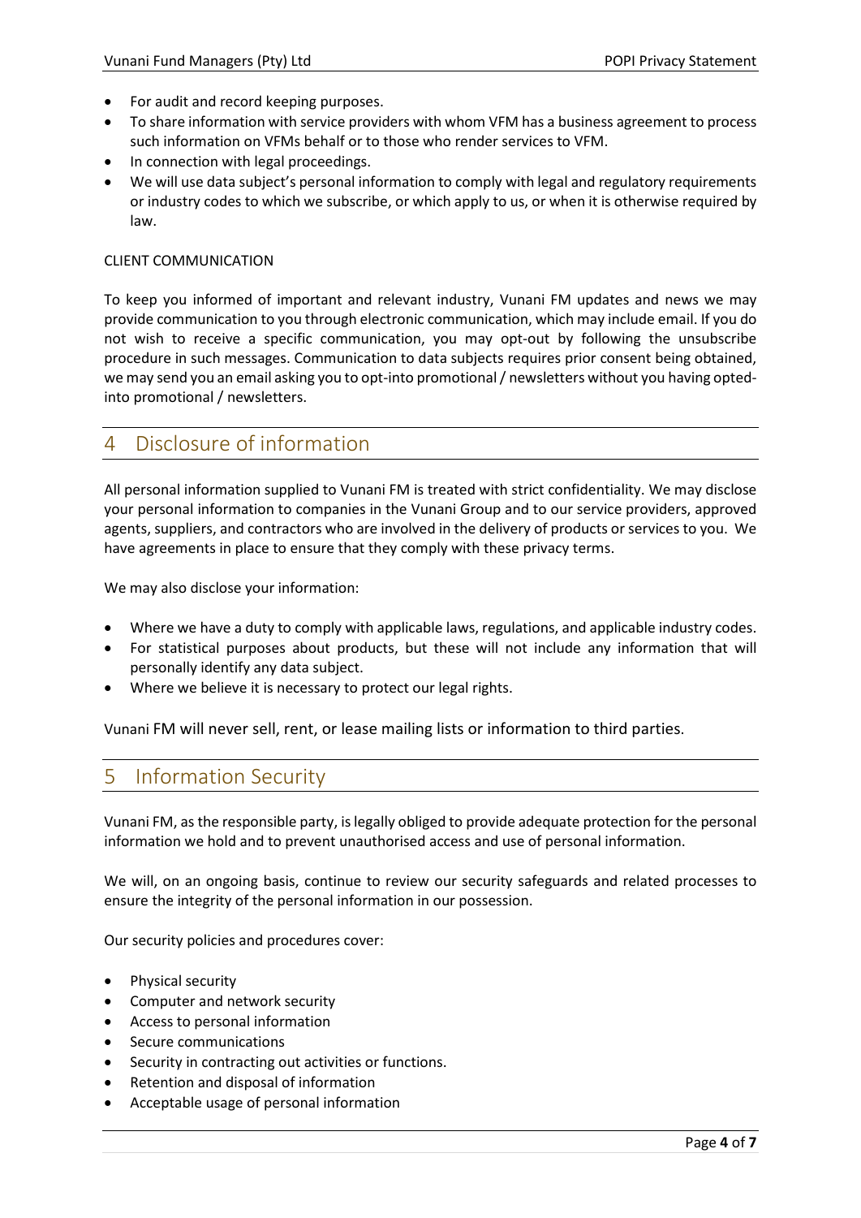- For audit and record keeping purposes.
- To share information with service providers with whom VFM has a business agreement to process such information on VFMs behalf or to those who render services to VFM.
- In connection with legal proceedings.
- We will use data subject's personal information to comply with legal and regulatory requirements or industry codes to which we subscribe, or which apply to us, or when it is otherwise required by law.

CLIENT COMMUNICATION

To keep you informed of important and relevant industry, Vunani FM updates and news we may provide communication to you through electronic communication, which may include email. If you do not wish to receive a specific communication, you may opt-out by following the unsubscribe procedure in such messages. Communication to data subjects requires prior consent being obtained, we may send you an email asking you to opt-into promotional / newsletters without you having opted-into promotional / newsletters.

## 4 Disclosure of information

All personal information supplied to Vunani FM is treated with strict confidentiality. We may disclose your personal information to companies in the Vunani Group and to our service providers, approved agents, suppliers, and contractors who are involved in the delivery of products or services to you. We have agreements in place to ensure that they comply with these privacy terms.

We may also disclose your information:

- Where we have a duty to comply with applicable laws, regulations, and applicable industry codes.
- For statistical purposes about products, but these will not include any information that will personally identify any data subject.
- Where we believe it is necessary to protect our legal rights.

Vunani FM will never sell, rent, or lease mailing lists or information to third parties.

## 5 Information Security

Vunani FM, as the responsible party, is legally obliged to provide adequate protection for the personal information we hold and to prevent unauthorised access and use of personal information.

We will, on an ongoing basis, continue to review our security safeguards and related processes to ensure the integrity of the personal information in our possession.

Our security policies and procedures cover:

- Physical security
- Computer and network security
- Access to personal information
- Secure communications
- Security in contracting out activities or functions.
- Retention and disposal of information
- Acceptable usage of personal information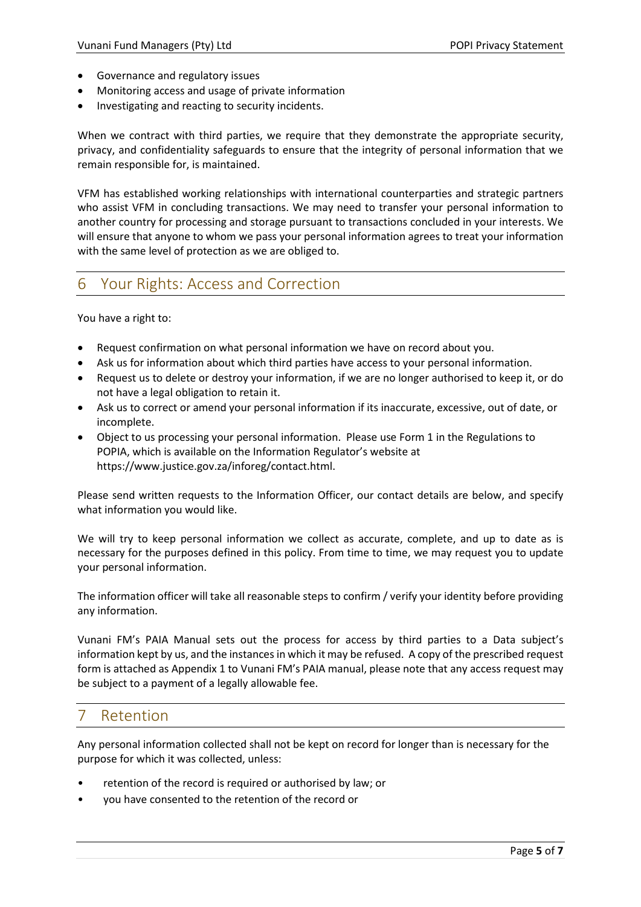- Governance and regulatory issues
- Monitoring access and usage of private information
- Investigating and reacting to security incidents.

When we contract with third parties, we require that they demonstrate the appropriate security, privacy, and confidentiality safeguards to ensure that the integrity of personal information that we remain responsible for, is maintained.

VFM has established working relationships with international counterparties and strategic partners who assist VFM in concluding transactions. We may need to transfer your personal information to another country for processing and storage pursuant to transactions concluded in your interests. We will ensure that anyone to whom we pass your personal information agrees to treat your information with the same level of protection as we are obliged to.

## 6 Your Rights: Access and Correction

You have a right to:

- Request confirmation on what personal information we have on record about you.
- Ask us for information about which third parties have access to your personal information.
- Request us to delete or destroy your information, if we are no longer authorised to keep it, or do not have a legal obligation to retain it.
- Ask us to correct or amend your personal information if its inaccurate, excessive, out of date, or incomplete.
- Object to us processing your personal information. Please use Form 1 in the Regulations to POPIA, which is available on the Information Regulator's website at https://www.justice.gov.za/inforeg/contact.html.

Please send written requests to the Information Officer, our contact details are below, and specify what information you would like.

We will try to keep personal information we collect as accurate, complete, and up to date as is necessary for the purposes defined in this policy. From time to time, we may request you to update your personal information.

The information officer will take all reasonable steps to confirm / verify your identity before providing any information.

Vunani FM's PAIA Manual sets out the process for access by third parties to a Data subject's information kept by us, and the instances in which it may be refused. A copy of the prescribed request form is attached as Appendix 1 to Vunani FM's PAIA manual, please note that any access request may be subject to a payment of a legally allowable fee.

## 7 Retention

Any personal information collected shall not be kept on record for longer than is necessary for the purpose for which it was collected, unless:

- retention of the record is required or authorised by law; or
- you have consented to the retention of the record or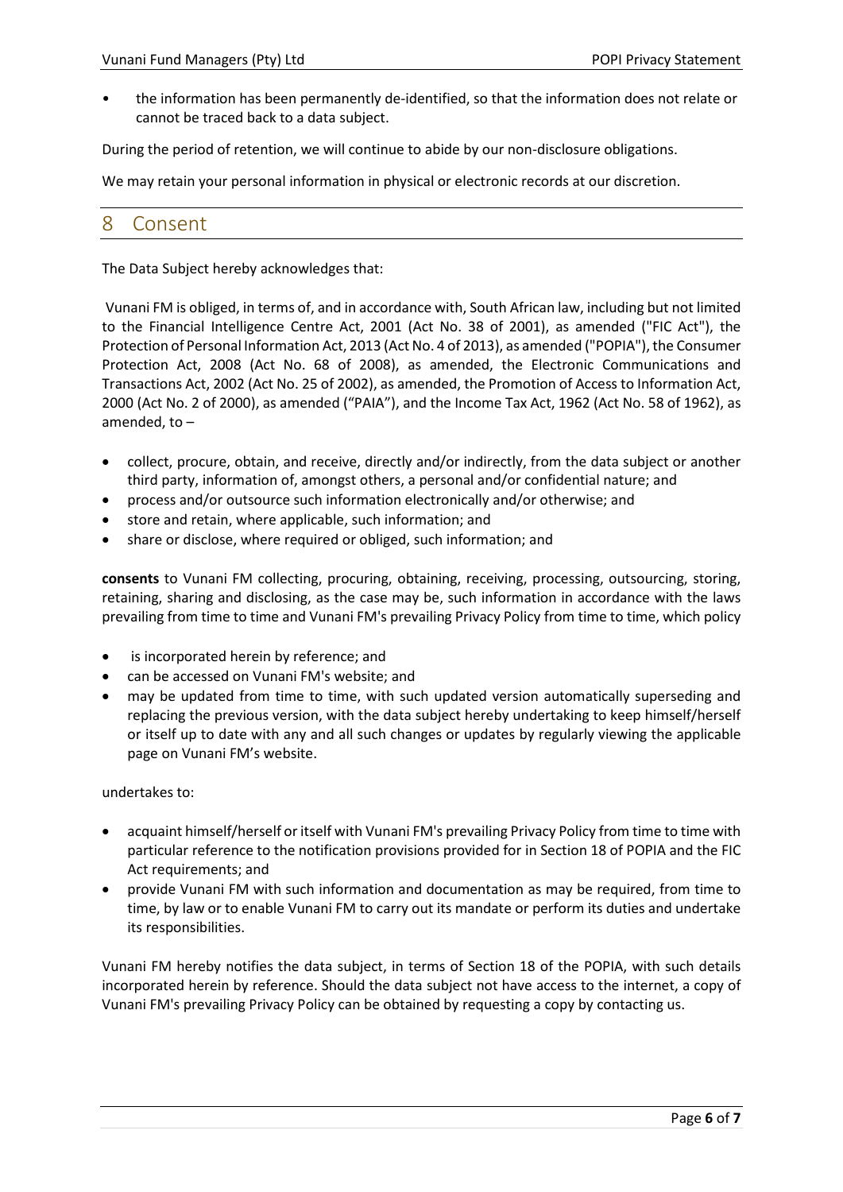- the information has been permanently de-identified, so that the information does not relate or cannot be traced back to a data subject.

During the period of retention, we will continue to abide by our non-disclosure obligations.

We may retain your personal information in physical or electronic records at our discretion.

## 8 Consent

The Data Subject hereby acknowledges that:

Vunani FM is obliged, in terms of, and in accordance with, South African law, including but not limited to the Financial Intelligence Centre Act, 2001 (Act No. 38 of 2001), as amended ("FIC Act"), the Protection of Personal Information Act, 2013 (Act No. 4 of 2013), as amended ("POPIA"), the Consumer Protection Act, 2008 (Act No. 68 of 2008), as amended, the Electronic Communications and Transactions Act, 2002 (Act No. 25 of 2002), as amended, the Promotion of Access to Information Act, 2000 (Act No. 2 of 2000), as amended ("PAIA"), and the Income Tax Act, 1962 (Act No. 58 of 1962), as amended, to –

- collect, procure, obtain, and receive, directly and/or indirectly, from the data subject or another third party, information of, amongst others, a personal and/or confidential nature; and
- process and/or outsource such information electronically and/or otherwise; and
- store and retain, where applicable, such information; and
- share or disclose, where required or obliged, such information; and

**consents** to Vunani FM collecting, procuring, obtaining, receiving, processing, outsourcing, storing, retaining, sharing and disclosing, as the case may be, such information in accordance with the laws prevailing from time to time and Vunani FM's prevailing Privacy Policy from time to time, which policy

- is incorporated herein by reference; and
- can be accessed on Vunani FM's website; and
- may be updated from time to time, with such updated version automatically superseding and replacing the previous version, with the data subject hereby undertaking to keep himself/herself or itself up to date with any and all such changes or updates by regularly viewing the applicable page on Vunani FM's website.

undertakes to:

- acquaint himself/herself or itself with Vunani FM's prevailing Privacy Policy from time to time with particular reference to the notification provisions provided for in Section 18 of POPIA and the FIC Act requirements; and
- provide Vunani FM with such information and documentation as may be required, from time to time, by law or to enable Vunani FM to carry out its mandate or perform its duties and undertake its responsibilities.

Vunani FM hereby notifies the data subject, in terms of Section 18 of the POPIA, with such details incorporated herein by reference. Should the data subject not have access to the internet, a copy of Vunani FM's prevailing Privacy Policy can be obtained by requesting a copy by contacting us.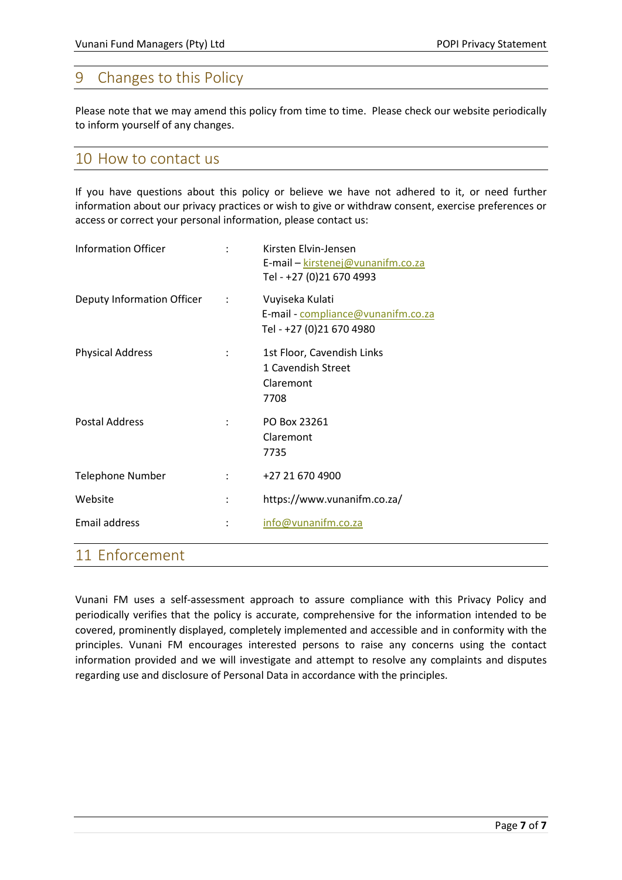## 9 Changes to this Policy

Please note that we may amend this policy from time to time. Please check our website periodically to inform yourself of any changes.

## 10 How to contact us

If you have questions about this policy or believe we have not adhered to it, or need further information about our privacy practices or wish to give or withdraw consent, exercise preferences or access or correct your personal information, please contact us:

| | | |
|---|---|---|
| Information Officer | : | Kirsten Elvin-Jensen<br>E-mail – kirstenej@vunanifm.co.za<br>Tel - +27 (0)21 670 4993 |
| Deputy Information Officer | : | Vuyiseka Kulati<br>E-mail - compliance@vunanifm.co.za<br>Tel - +27 (0)21 670 4980 |
| Physical Address | : | 1st Floor, Cavendish Links<br>1 Cavendish Street<br>Claremont<br>7708 |
| Postal Address | : | PO Box 23261<br>Claremont<br>7735 |
| Telephone Number | : | +27 21 670 4900 |
| Website | : | https://www.vunanifm.co.za/ |
| Email address | : | info@vunanifm.co.za |

## 11 Enforcement

Vunani FM uses a self-assessment approach to assure compliance with this Privacy Policy and periodically verifies that the policy is accurate, comprehensive for the information intended to be covered, prominently displayed, completely implemented and accessible and in conformity with the principles. Vunani FM encourages interested persons to raise any concerns using the contact information provided and we will investigate and attempt to resolve any complaints and disputes regarding use and disclosure of Personal Data in accordance with the principles.